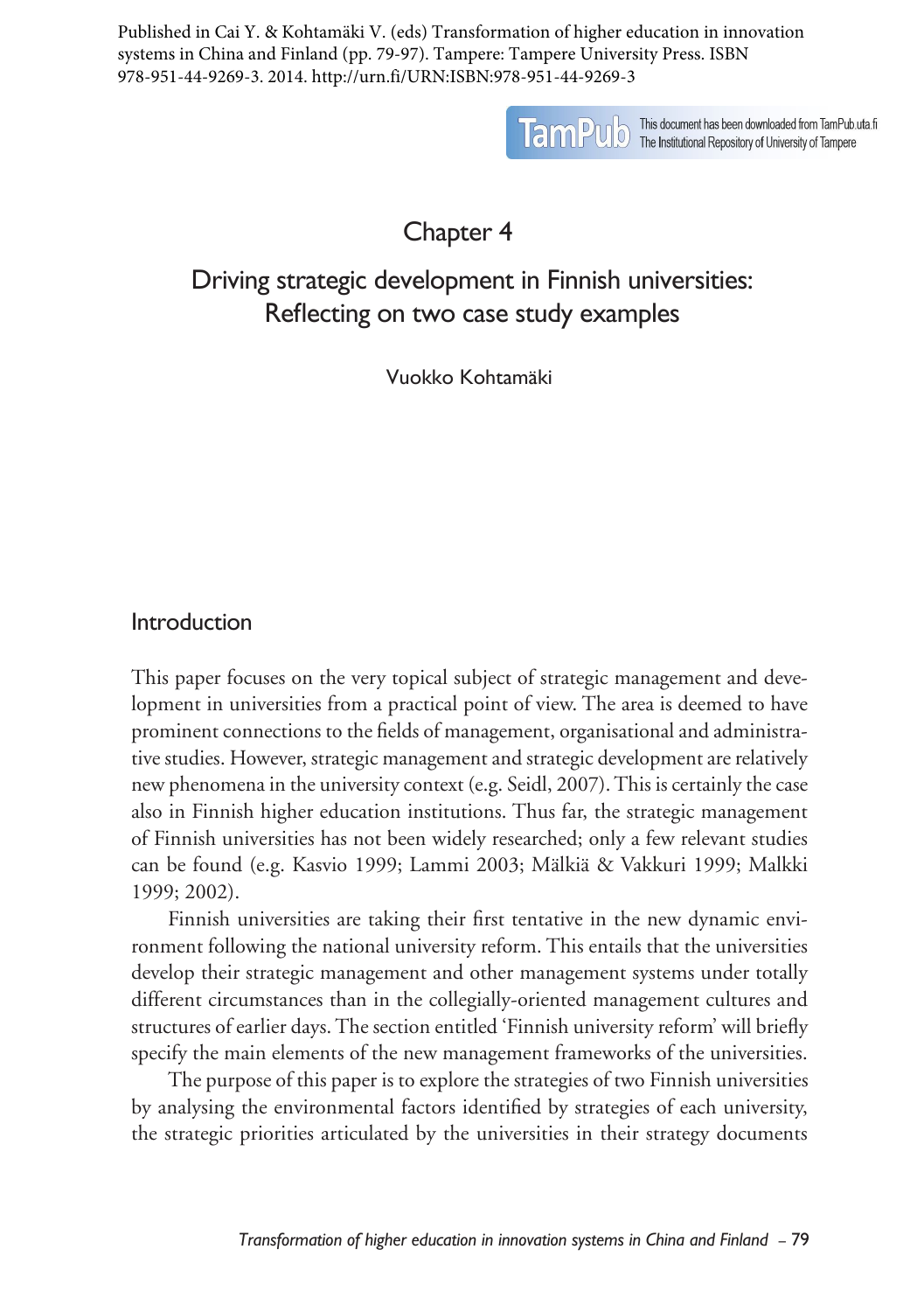Published in Cai Y. & Kohtamäki V. (eds) Transformation of higher education in innovation systems in China and Finland (pp. 79-97). Tampere: Tampere University Press. ISBN 978-951-44-9269-3. 2014. http://urn.fi/URN:ISBN:978-951-44-9269-3

TamPub This document has been downloaded from TamPub.uta.fi The Institutional Repository of University of Tampere

# Chapter 4

# Driving strategic development in Finnish universities: Reflecting on two case study examples

Vuokko Kohtamäki

## Introduction

This paper focuses on the very topical subject of strategic management and development in universities from a practical point of view. The area is deemed to have prominent connections to the fields of management, organisational and administrative studies. However, strategic management and strategic development are relatively new phenomena in the university context (e.g. Seidl, 2007). This is certainly the case also in Finnish higher education institutions. Thus far, the strategic management of Finnish universities has not been widely researched; only a few relevant studies can be found (e.g. Kasvio 1999; Lammi 2003; Mälkiä & Vakkuri 1999; Malkki 1999; 2002).

Finnish universities are taking their first tentative in the new dynamic environment following the national university reform. This entails that the universities develop their strategic management and other management systems under totally different circumstances than in the collegially-oriented management cultures and structures of earlier days. The section entitled 'Finnish university reform' will briefly specify the main elements of the new management frameworks of the universities.

The purpose of this paper is to explore the strategies of two Finnish universities by analysing the environmental factors identified by strategies of each university, the strategic priorities articulated by the universities in their strategy documents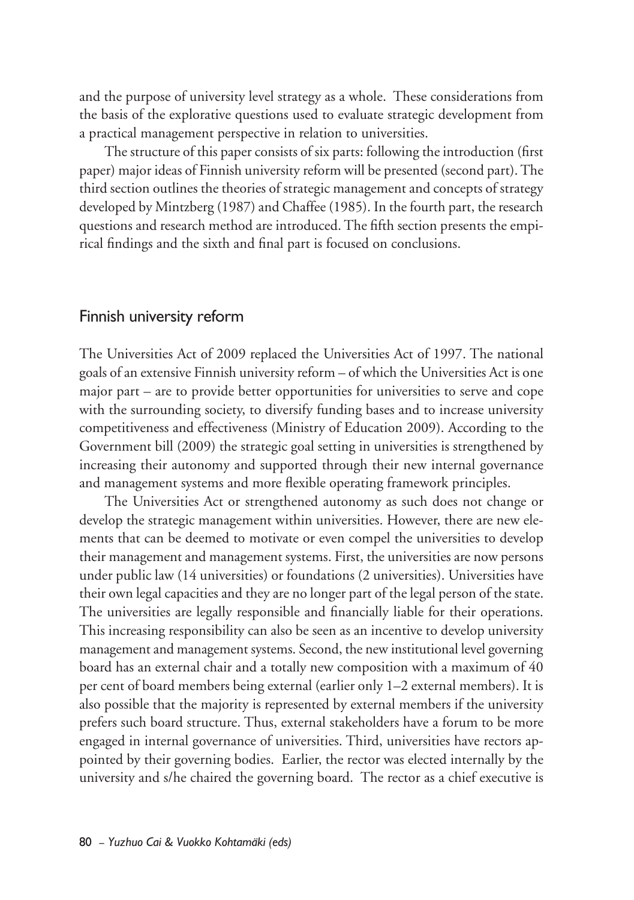and the purpose of university level strategy as a whole. These considerations from the basis of the explorative questions used to evaluate strategic development from a practical management perspective in relation to universities.

The structure of this paper consists of six parts: following the introduction (first paper) major ideas of Finnish university reform will be presented (second part). The third section outlines the theories of strategic management and concepts of strategy developed by Mintzberg (1987) and Chaffee (1985). In the fourth part, the research questions and research method are introduced. The fifth section presents the empirical findings and the sixth and final part is focused on conclusions.

## Finnish university reform

The Universities Act of 2009 replaced the Universities Act of 1997. The national goals of an extensive Finnish university reform – of which the Universities Act is one major part – are to provide better opportunities for universities to serve and cope with the surrounding society, to diversify funding bases and to increase university competitiveness and effectiveness (Ministry of Education 2009). According to the Government bill (2009) the strategic goal setting in universities is strengthened by increasing their autonomy and supported through their new internal governance and management systems and more flexible operating framework principles.

The Universities Act or strengthened autonomy as such does not change or develop the strategic management within universities. However, there are new elements that can be deemed to motivate or even compel the universities to develop their management and management systems. First, the universities are now persons under public law (14 universities) or foundations (2 universities). Universities have their own legal capacities and they are no longer part of the legal person of the state. The universities are legally responsible and financially liable for their operations. This increasing responsibility can also be seen as an incentive to develop university management and management systems. Second, the new institutional level governing board has an external chair and a totally new composition with a maximum of 40 per cent of board members being external (earlier only 1–2 external members). It is also possible that the majority is represented by external members if the university prefers such board structure. Thus, external stakeholders have a forum to be more engaged in internal governance of universities. Third, universities have rectors appointed by their governing bodies. Earlier, the rector was elected internally by the university and s/he chaired the governing board. The rector as a chief executive is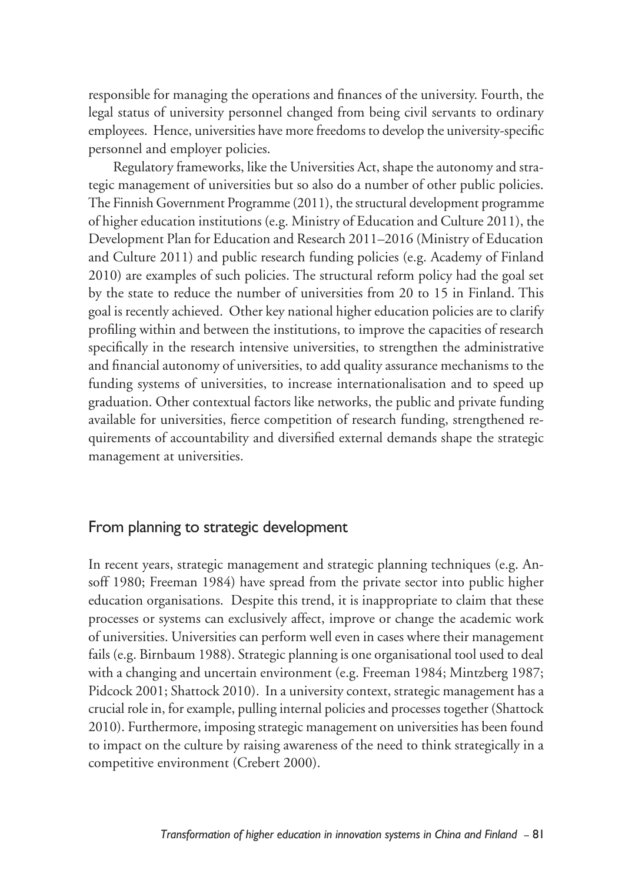responsible for managing the operations and finances of the university. Fourth, the legal status of university personnel changed from being civil servants to ordinary employees. Hence, universities have more freedoms to develop the university-specific personnel and employer policies.

Regulatory frameworks, like the Universities Act, shape the autonomy and strategic management of universities but so also do a number of other public policies. The Finnish Government Programme (2011), the structural development programme of higher education institutions (e.g. Ministry of Education and Culture 2011), the Development Plan for Education and Research 2011–2016 (Ministry of Education and Culture 2011) and public research funding policies (e.g. Academy of Finland 2010) are examples of such policies. The structural reform policy had the goal set by the state to reduce the number of universities from 20 to 15 in Finland. This goal is recently achieved. Other key national higher education policies are to clarify profiling within and between the institutions, to improve the capacities of research specifically in the research intensive universities, to strengthen the administrative and financial autonomy of universities, to add quality assurance mechanisms to the funding systems of universities, to increase internationalisation and to speed up graduation. Other contextual factors like networks, the public and private funding available for universities, fierce competition of research funding, strengthened requirements of accountability and diversified external demands shape the strategic management at universities.

## From planning to strategic development

In recent years, strategic management and strategic planning techniques (e.g. Ansoff 1980; Freeman 1984) have spread from the private sector into public higher education organisations. Despite this trend, it is inappropriate to claim that these processes or systems can exclusively affect, improve or change the academic work of universities. Universities can perform well even in cases where their management fails (e.g. Birnbaum 1988). Strategic planning is one organisational tool used to deal with a changing and uncertain environment (e.g. Freeman 1984; Mintzberg 1987; Pidcock 2001; Shattock 2010). In a university context, strategic management has a crucial role in, for example, pulling internal policies and processes together (Shattock 2010). Furthermore, imposing strategic management on universities has been found to impact on the culture by raising awareness of the need to think strategically in a competitive environment (Crebert 2000).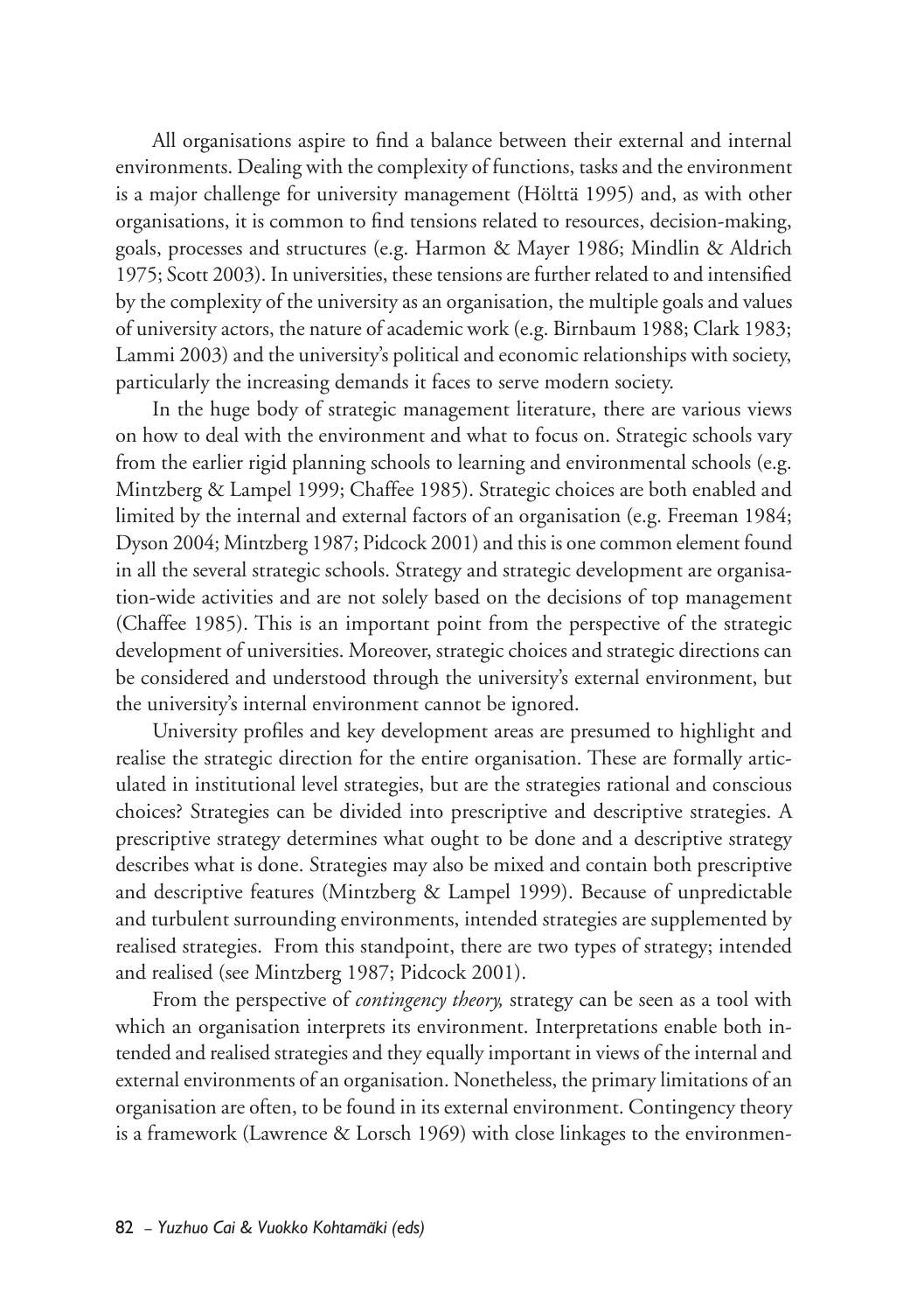All organisations aspire to find a balance between their external and internal environments. Dealing with the complexity of functions, tasks and the environment is a major challenge for university management (Hölttä 1995) and, as with other organisations, it is common to find tensions related to resources, decision-making, goals, processes and structures (e.g. Harmon & Mayer 1986; Mindlin & Aldrich 1975; Scott 2003). In universities, these tensions are further related to and intensified by the complexity of the university as an organisation, the multiple goals and values of university actors, the nature of academic work (e.g. Birnbaum 1988; Clark 1983; Lammi 2003) and the university's political and economic relationships with society, particularly the increasing demands it faces to serve modern society.

In the huge body of strategic management literature, there are various views on how to deal with the environment and what to focus on. Strategic schools vary from the earlier rigid planning schools to learning and environmental schools (e.g. Mintzberg & Lampel 1999; Chaffee 1985). Strategic choices are both enabled and limited by the internal and external factors of an organisation (e.g. Freeman 1984; Dyson 2004; Mintzberg 1987; Pidcock 2001) and this is one common element found in all the several strategic schools. Strategy and strategic development are organisation-wide activities and are not solely based on the decisions of top management (Chaffee 1985). This is an important point from the perspective of the strategic development of universities. Moreover, strategic choices and strategic directions can be considered and understood through the university's external environment, but the university's internal environment cannot be ignored.

University profiles and key development areas are presumed to highlight and realise the strategic direction for the entire organisation. These are formally articulated in institutional level strategies, but are the strategies rational and conscious choices? Strategies can be divided into prescriptive and descriptive strategies. A prescriptive strategy determines what ought to be done and a descriptive strategy describes what is done. Strategies may also be mixed and contain both prescriptive and descriptive features (Mintzberg & Lampel 1999). Because of unpredictable and turbulent surrounding environments, intended strategies are supplemented by realised strategies. From this standpoint, there are two types of strategy; intended and realised (see Mintzberg 1987; Pidcock 2001).

From the perspective of *contingency theory,* strategy can be seen as a tool with which an organisation interprets its environment. Interpretations enable both intended and realised strategies and they equally important in views of the internal and external environments of an organisation. Nonetheless, the primary limitations of an organisation are often, to be found in its external environment. Contingency theory is a framework (Lawrence & Lorsch 1969) with close linkages to the environmen-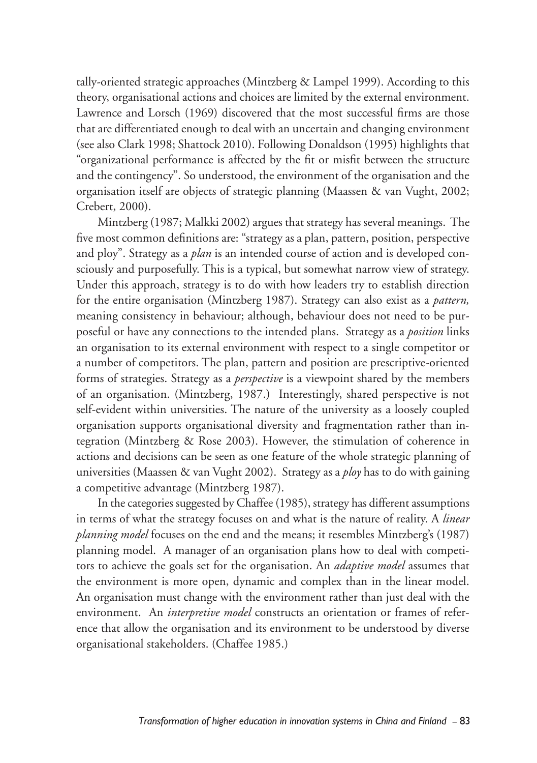tally-oriented strategic approaches (Mintzberg & Lampel 1999). According to this theory, organisational actions and choices are limited by the external environment. Lawrence and Lorsch (1969) discovered that the most successful firms are those that are differentiated enough to deal with an uncertain and changing environment (see also Clark 1998; Shattock 2010). Following Donaldson (1995) highlights that "organizational performance is affected by the fit or misfit between the structure and the contingency". So understood, the environment of the organisation and the organisation itself are objects of strategic planning (Maassen & van Vught, 2002; Crebert, 2000).

Mintzberg (1987; Malkki 2002) argues that strategy has several meanings. The five most common definitions are: "strategy as a plan, pattern, position, perspective and ploy". Strategy as a *plan* is an intended course of action and is developed consciously and purposefully. This is a typical, but somewhat narrow view of strategy. Under this approach, strategy is to do with how leaders try to establish direction for the entire organisation (Mintzberg 1987). Strategy can also exist as a *pattern,* meaning consistency in behaviour; although, behaviour does not need to be purposeful or have any connections to the intended plans. Strategy as a *position* links an organisation to its external environment with respect to a single competitor or a number of competitors. The plan, pattern and position are prescriptive-oriented forms of strategies. Strategy as a *perspective* is a viewpoint shared by the members of an organisation. (Mintzberg, 1987.) Interestingly, shared perspective is not self-evident within universities. The nature of the university as a loosely coupled organisation supports organisational diversity and fragmentation rather than integration (Mintzberg & Rose 2003). However, the stimulation of coherence in actions and decisions can be seen as one feature of the whole strategic planning of universities (Maassen & van Vught 2002). Strategy as a *ploy* has to do with gaining a competitive advantage (Mintzberg 1987).

In the categories suggested by Chaffee (1985), strategy has different assumptions in terms of what the strategy focuses on and what is the nature of reality. A *linear planning model* focuses on the end and the means; it resembles Mintzberg's (1987) planning model. A manager of an organisation plans how to deal with competitors to achieve the goals set for the organisation. An *adaptive model* assumes that the environment is more open, dynamic and complex than in the linear model. An organisation must change with the environment rather than just deal with the environment. An *interpretive model* constructs an orientation or frames of reference that allow the organisation and its environment to be understood by diverse organisational stakeholders. (Chaffee 1985.)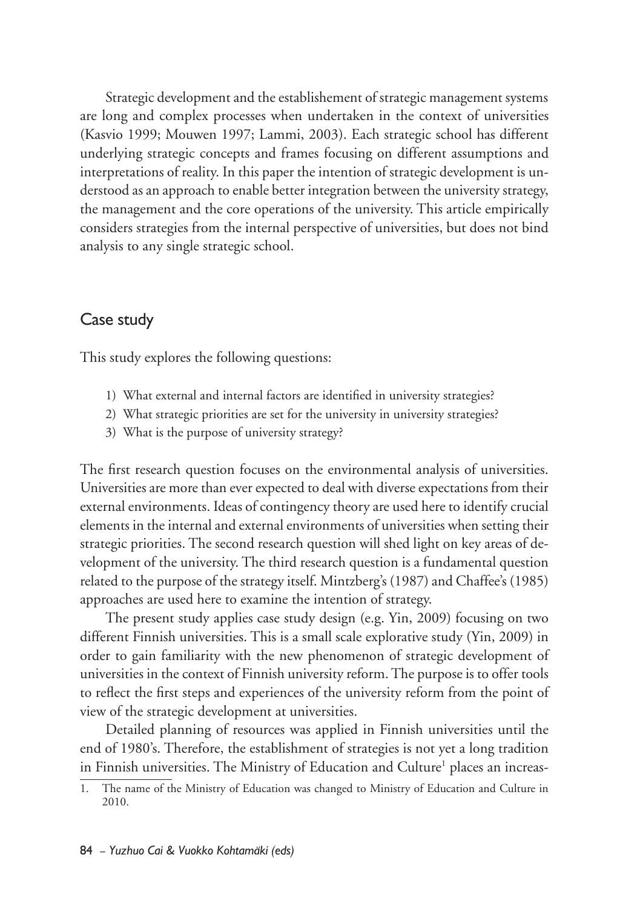Strategic development and the establishement of strategic management systems are long and complex processes when undertaken in the context of universities (Kasvio 1999; Mouwen 1997; Lammi, 2003). Each strategic school has different underlying strategic concepts and frames focusing on different assumptions and interpretations of reality. In this paper the intention of strategic development is understood as an approach to enable better integration between the university strategy, the management and the core operations of the university. This article empirically considers strategies from the internal perspective of universities, but does not bind analysis to any single strategic school.

## Case study

This study explores the following questions:

1) What external and internal factors are identified in university strategies?
2) What strategic priorities are set for the university in university strategies?
3) What is the purpose of university strategy?

The first research question focuses on the environmental analysis of universities. Universities are more than ever expected to deal with diverse expectations from their external environments. Ideas of contingency theory are used here to identify crucial elements in the internal and external environments of universities when setting their strategic priorities. The second research question will shed light on key areas of development of the university. The third research question is a fundamental question related to the purpose of the strategy itself. Mintzberg's (1987) and Chaffee's (1985) approaches are used here to examine the intention of strategy.

The present study applies case study design (e.g. Yin, 2009) focusing on two different Finnish universities. This is a small scale explorative study (Yin, 2009) in order to gain familiarity with the new phenomenon of strategic development of universities in the context of Finnish university reform. The purpose is to offer tools to reflect the first steps and experiences of the university reform from the point of view of the strategic development at universities.

Detailed planning of resources was applied in Finnish universities until the end of 1980's. Therefore, the establishment of strategies is not yet a long tradition in Finnish universities. The Ministry of Education and Culture[1] places an increas-

1. The name of the Ministry of Education was changed to Ministry of Education and Culture in 2010.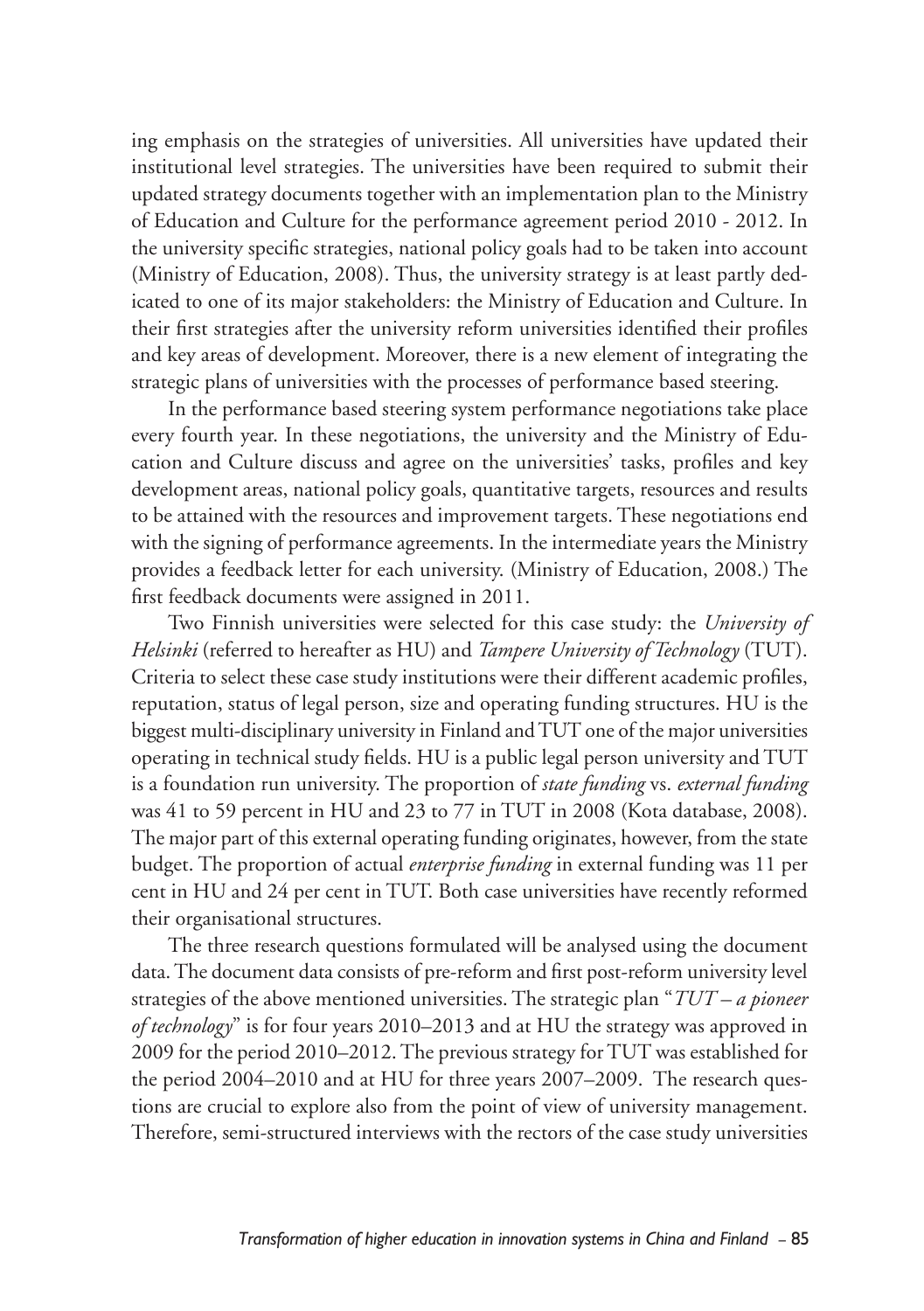ing emphasis on the strategies of universities. All universities have updated their institutional level strategies. The universities have been required to submit their updated strategy documents together with an implementation plan to the Ministry of Education and Culture for the performance agreement period 2010 - 2012. In the university specific strategies, national policy goals had to be taken into account (Ministry of Education, 2008). Thus, the university strategy is at least partly dedicated to one of its major stakeholders: the Ministry of Education and Culture. In their first strategies after the university reform universities identified their profiles and key areas of development. Moreover, there is a new element of integrating the strategic plans of universities with the processes of performance based steering.

In the performance based steering system performance negotiations take place every fourth year. In these negotiations, the university and the Ministry of Education and Culture discuss and agree on the universities' tasks, profiles and key development areas, national policy goals, quantitative targets, resources and results to be attained with the resources and improvement targets. These negotiations end with the signing of performance agreements. In the intermediate years the Ministry provides a feedback letter for each university. (Ministry of Education, 2008.) The first feedback documents were assigned in 2011.

Two Finnish universities were selected for this case study: the *University of Helsinki* (referred to hereafter as HU) and *Tampere University of Technology* (TUT). Criteria to select these case study institutions were their different academic profiles, reputation, status of legal person, size and operating funding structures. HU is the biggest multi-disciplinary university in Finland and TUT one of the major universities operating in technical study fields. HU is a public legal person university and TUT is a foundation run university. The proportion of *state funding* vs. *external funding* was 41 to 59 percent in HU and 23 to 77 in TUT in 2008 (Kota database, 2008). The major part of this external operating funding originates, however, from the state budget. The proportion of actual *enterprise funding* in external funding was 11 per cent in HU and 24 per cent in TUT. Both case universities have recently reformed their organisational structures.

The three research questions formulated will be analysed using the document data. The document data consists of pre-reform and first post-reform university level strategies of the above mentioned universities. The strategic plan "*TUT – a pioneer of technology*" is for four years 2010–2013 and at HU the strategy was approved in 2009 for the period 2010–2012. The previous strategy for TUT was established for the period 2004–2010 and at HU for three years 2007–2009. The research questions are crucial to explore also from the point of view of university management. Therefore, semi-structured interviews with the rectors of the case study universities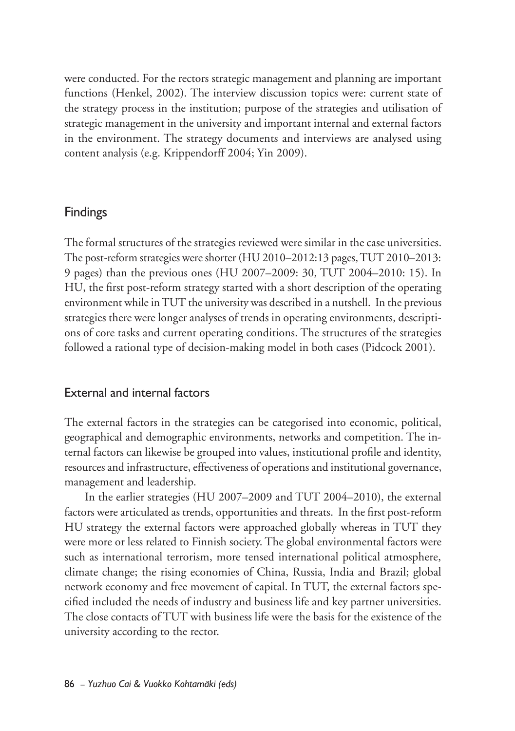were conducted. For the rectors strategic management and planning are important functions (Henkel, 2002). The interview discussion topics were: current state of the strategy process in the institution; purpose of the strategies and utilisation of strategic management in the university and important internal and external factors in the environment. The strategy documents and interviews are analysed using content analysis (e.g. Krippendorff 2004; Yin 2009).

## Findings

The formal structures of the strategies reviewed were similar in the case universities. The post-reform strategies were shorter (HU 2010–2012:13 pages, TUT 2010–2013: 9 pages) than the previous ones (HU 2007–2009: 30, TUT 2004–2010: 15). In HU, the first post-reform strategy started with a short description of the operating environment while in TUT the university was described in a nutshell. In the previous strategies there were longer analyses of trends in operating environments, descriptions of core tasks and current operating conditions. The structures of the strategies followed a rational type of decision-making model in both cases (Pidcock 2001).

### External and internal factors

The external factors in the strategies can be categorised into economic, political, geographical and demographic environments, networks and competition. The internal factors can likewise be grouped into values, institutional profile and identity, resources and infrastructure, effectiveness of operations and institutional governance, management and leadership.

In the earlier strategies (HU 2007–2009 and TUT 2004–2010), the external factors were articulated as trends, opportunities and threats. In the first post-reform HU strategy the external factors were approached globally whereas in TUT they were more or less related to Finnish society. The global environmental factors were such as international terrorism, more tensed international political atmosphere, climate change; the rising economies of China, Russia, India and Brazil; global network economy and free movement of capital. In TUT, the external factors specified included the needs of industry and business life and key partner universities. The close contacts of TUT with business life were the basis for the existence of the university according to the rector.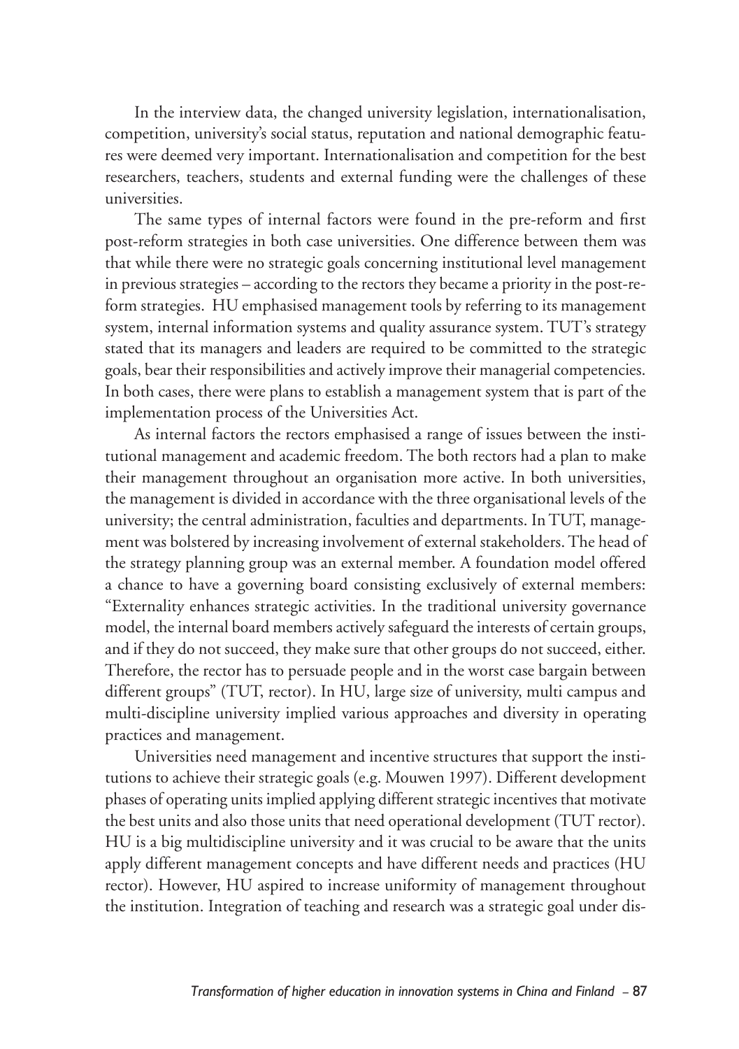In the interview data, the changed university legislation, internationalisation, competition, university's social status, reputation and national demographic features were deemed very important. Internationalisation and competition for the best researchers, teachers, students and external funding were the challenges of these universities.

The same types of internal factors were found in the pre-reform and first post-reform strategies in both case universities. One difference between them was that while there were no strategic goals concerning institutional level management in previous strategies – according to the rectors they became a priority in the post-reform strategies. HU emphasised management tools by referring to its management system, internal information systems and quality assurance system. TUT's strategy stated that its managers and leaders are required to be committed to the strategic goals, bear their responsibilities and actively improve their managerial competencies. In both cases, there were plans to establish a management system that is part of the implementation process of the Universities Act.

As internal factors the rectors emphasised a range of issues between the institutional management and academic freedom. The both rectors had a plan to make their management throughout an organisation more active. In both universities, the management is divided in accordance with the three organisational levels of the university; the central administration, faculties and departments. In TUT, management was bolstered by increasing involvement of external stakeholders. The head of the strategy planning group was an external member. A foundation model offered a chance to have a governing board consisting exclusively of external members: "Externality enhances strategic activities. In the traditional university governance model, the internal board members actively safeguard the interests of certain groups, and if they do not succeed, they make sure that other groups do not succeed, either. Therefore, the rector has to persuade people and in the worst case bargain between different groups" (TUT, rector). In HU, large size of university, multi campus and multi-discipline university implied various approaches and diversity in operating practices and management.

Universities need management and incentive structures that support the institutions to achieve their strategic goals (e.g. Mouwen 1997). Different development phases of operating units implied applying different strategic incentives that motivate the best units and also those units that need operational development (TUT rector). HU is a big multidiscipline university and it was crucial to be aware that the units apply different management concepts and have different needs and practices (HU rector). However, HU aspired to increase uniformity of management throughout the institution. Integration of teaching and research was a strategic goal under dis-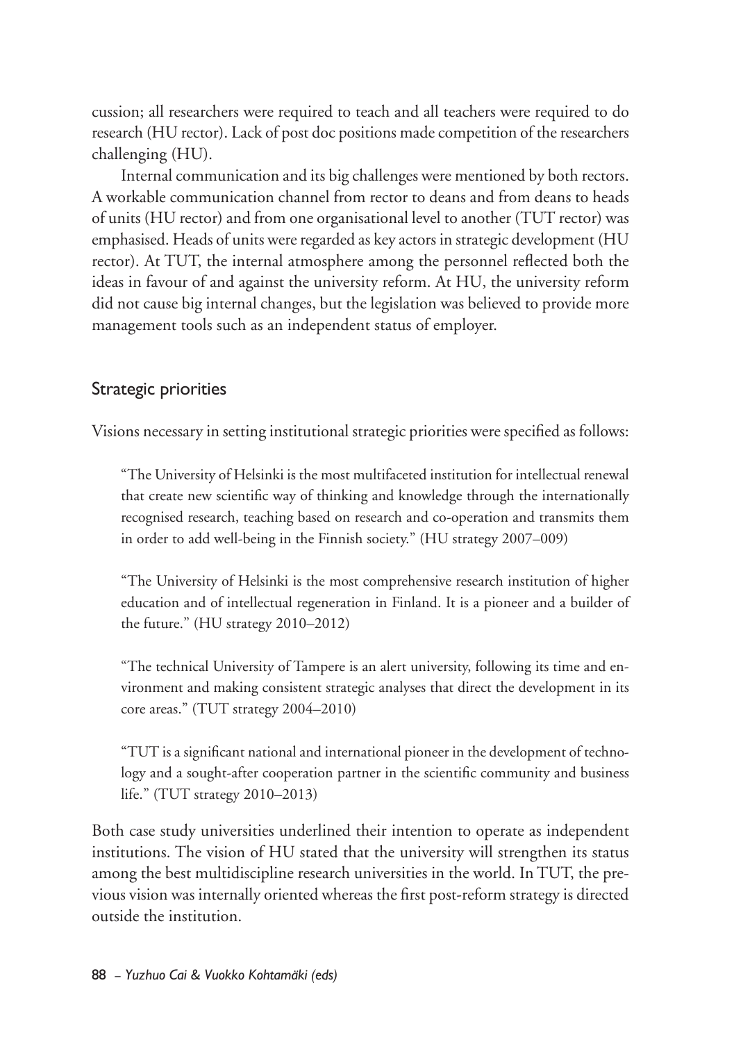cussion; all researchers were required to teach and all teachers were required to do research (HU rector). Lack of post doc positions made competition of the researchers challenging (HU).

Internal communication and its big challenges were mentioned by both rectors. A workable communication channel from rector to deans and from deans to heads of units (HU rector) and from one organisational level to another (TUT rector) was emphasised. Heads of units were regarded as key actors in strategic development (HU rector). At TUT, the internal atmosphere among the personnel reflected both the ideas in favour of and against the university reform. At HU, the university reform did not cause big internal changes, but the legislation was believed to provide more management tools such as an independent status of employer.

## Strategic priorities

Visions necessary in setting institutional strategic priorities were specified as follows:

> "The University of Helsinki is the most multifaceted institution for intellectual renewal that create new scientific way of thinking and knowledge through the internationally recognised research, teaching based on research and co-operation and transmits them in order to add well-being in the Finnish society." (HU strategy 2007–009)

> "The University of Helsinki is the most comprehensive research institution of higher education and of intellectual regeneration in Finland. It is a pioneer and a builder of the future." (HU strategy 2010–2012)

> "The technical University of Tampere is an alert university, following its time and environment and making consistent strategic analyses that direct the development in its core areas." (TUT strategy 2004–2010)

> "TUT is a significant national and international pioneer in the development of technology and a sought-after cooperation partner in the scientific community and business life." (TUT strategy 2010–2013)

Both case study universities underlined their intention to operate as independent institutions. The vision of HU stated that the university will strengthen its status among the best multidiscipline research universities in the world. In TUT, the previous vision was internally oriented whereas the first post-reform strategy is directed outside the institution.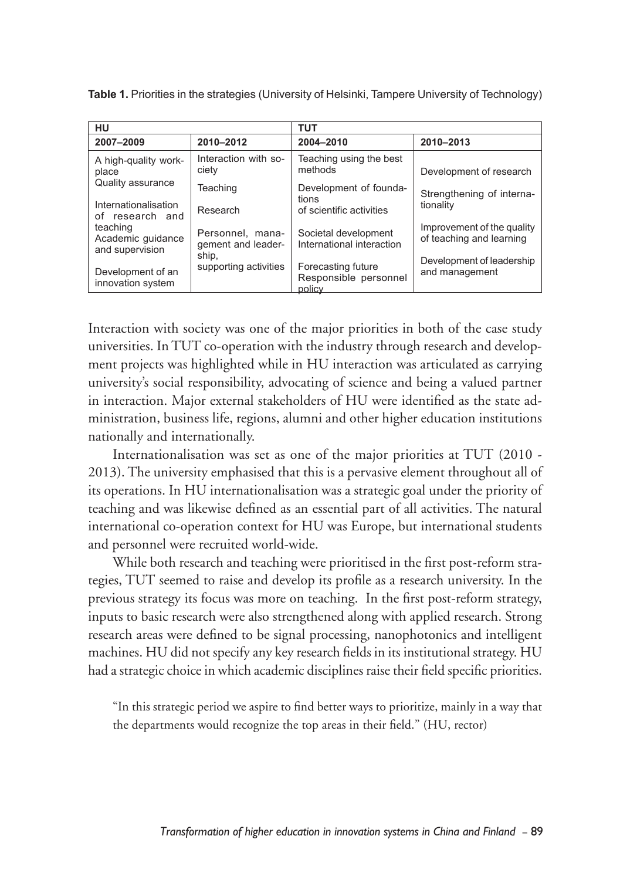**Table 1.** Priorities in the strategies (University of Helsinki, Tampere University of Technology)

| HU | | TUT | |
|---|---|---|---|
| **2007–2009** | **2010–2012** | **2004–2010** | **2010–2013** |
| A high-quality workplace<br>Quality assurance<br>Internationalisation of research and teaching<br>Academic guidance and supervision<br>Development of an innovation system | Interaction with society<br>Teaching<br>Research<br>Personnel, management and leadership, supporting activities | Teaching using the best methods<br>Development of foundations of scientific activities<br>Societal development<br>International interaction<br>Forecasting future<br>Responsible personnel policy | Development of research<br>Strengthening of internationality<br>Improvement of the quality of teaching and learning<br>Development of leadership and management |

Interaction with society was one of the major priorities in both of the case study universities. In TUT co-operation with the industry through research and development projects was highlighted while in HU interaction was articulated as carrying university's social responsibility, advocating of science and being a valued partner in interaction. Major external stakeholders of HU were identified as the state administration, business life, regions, alumni and other higher education institutions nationally and internationally.

Internationalisation was set as one of the major priorities at TUT (2010 - 2013). The university emphasised that this is a pervasive element throughout all of its operations. In HU internationalisation was a strategic goal under the priority of teaching and was likewise defined as an essential part of all activities. The natural international co-operation context for HU was Europe, but international students and personnel were recruited world-wide.

While both research and teaching were prioritised in the first post-reform strategies, TUT seemed to raise and develop its profile as a research university. In the previous strategy its focus was more on teaching. In the first post-reform strategy, inputs to basic research were also strengthened along with applied research. Strong research areas were defined to be signal processing, nanophotonics and intelligent machines. HU did not specify any key research fields in its institutional strategy. HU had a strategic choice in which academic disciplines raise their field specific priorities.

> "In this strategic period we aspire to find better ways to prioritize, mainly in a way that the departments would recognize the top areas in their field." (HU, rector)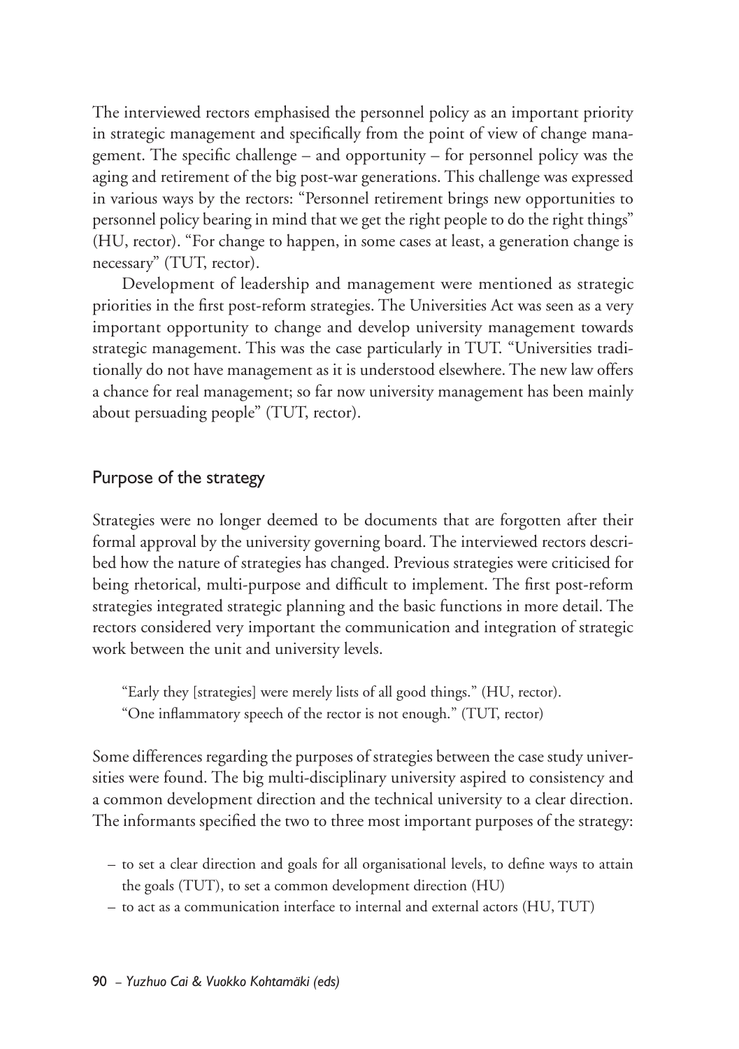The interviewed rectors emphasised the personnel policy as an important priority in strategic management and specifically from the point of view of change management. The specific challenge – and opportunity – for personnel policy was the aging and retirement of the big post-war generations. This challenge was expressed in various ways by the rectors: "Personnel retirement brings new opportunities to personnel policy bearing in mind that we get the right people to do the right things" (HU, rector). "For change to happen, in some cases at least, a generation change is necessary" (TUT, rector).

Development of leadership and management were mentioned as strategic priorities in the first post-reform strategies. The Universities Act was seen as a very important opportunity to change and develop university management towards strategic management. This was the case particularly in TUT. "Universities traditionally do not have management as it is understood elsewhere. The new law offers a chance for real management; so far now university management has been mainly about persuading people" (TUT, rector).

## Purpose of the strategy

Strategies were no longer deemed to be documents that are forgotten after their formal approval by the university governing board. The interviewed rectors described how the nature of strategies has changed. Previous strategies were criticised for being rhetorical, multi-purpose and difficult to implement. The first post-reform strategies integrated strategic planning and the basic functions in more detail. The rectors considered very important the communication and integration of strategic work between the unit and university levels.

> "Early they [strategies] were merely lists of all good things." (HU, rector).
> "One inflammatory speech of the rector is not enough." (TUT, rector)

Some differences regarding the purposes of strategies between the case study universities were found. The big multi-disciplinary university aspired to consistency and a common development direction and the technical university to a clear direction. The informants specified the two to three most important purposes of the strategy:

- to set a clear direction and goals for all organisational levels, to define ways to attain the goals (TUT), to set a common development direction (HU)
- to act as a communication interface to internal and external actors (HU, TUT)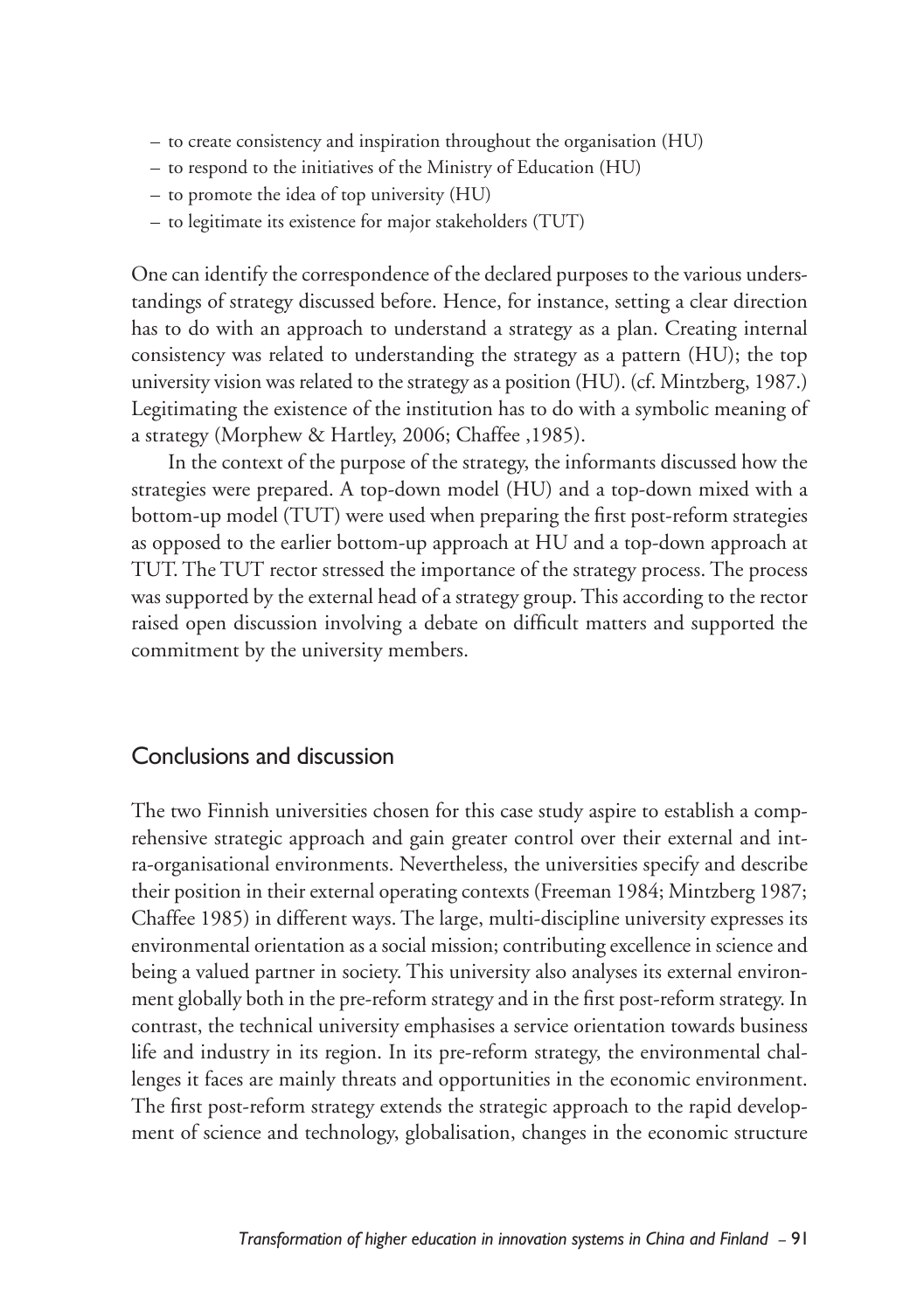- to create consistency and inspiration throughout the organisation (HU)
- to respond to the initiatives of the Ministry of Education (HU)
- to promote the idea of top university (HU)
- to legitimate its existence for major stakeholders (TUT)

One can identify the correspondence of the declared purposes to the various understandings of strategy discussed before. Hence, for instance, setting a clear direction has to do with an approach to understand a strategy as a plan. Creating internal consistency was related to understanding the strategy as a pattern (HU); the top university vision was related to the strategy as a position (HU). (cf. Mintzberg, 1987.) Legitimating the existence of the institution has to do with a symbolic meaning of a strategy (Morphew & Hartley, 2006; Chaffee ,1985).

In the context of the purpose of the strategy, the informants discussed how the strategies were prepared. A top-down model (HU) and a top-down mixed with a bottom-up model (TUT) were used when preparing the first post-reform strategies as opposed to the earlier bottom-up approach at HU and a top-down approach at TUT. The TUT rector stressed the importance of the strategy process. The process was supported by the external head of a strategy group. This according to the rector raised open discussion involving a debate on difficult matters and supported the commitment by the university members.

## Conclusions and discussion

The two Finnish universities chosen for this case study aspire to establish a comprehensive strategic approach and gain greater control over their external and intra-organisational environments. Nevertheless, the universities specify and describe their position in their external operating contexts (Freeman 1984; Mintzberg 1987; Chaffee 1985) in different ways. The large, multi-discipline university expresses its environmental orientation as a social mission; contributing excellence in science and being a valued partner in society. This university also analyses its external environment globally both in the pre-reform strategy and in the first post-reform strategy. In contrast, the technical university emphasises a service orientation towards business life and industry in its region. In its pre-reform strategy, the environmental challenges it faces are mainly threats and opportunities in the economic environment. The first post-reform strategy extends the strategic approach to the rapid development of science and technology, globalisation, changes in the economic structure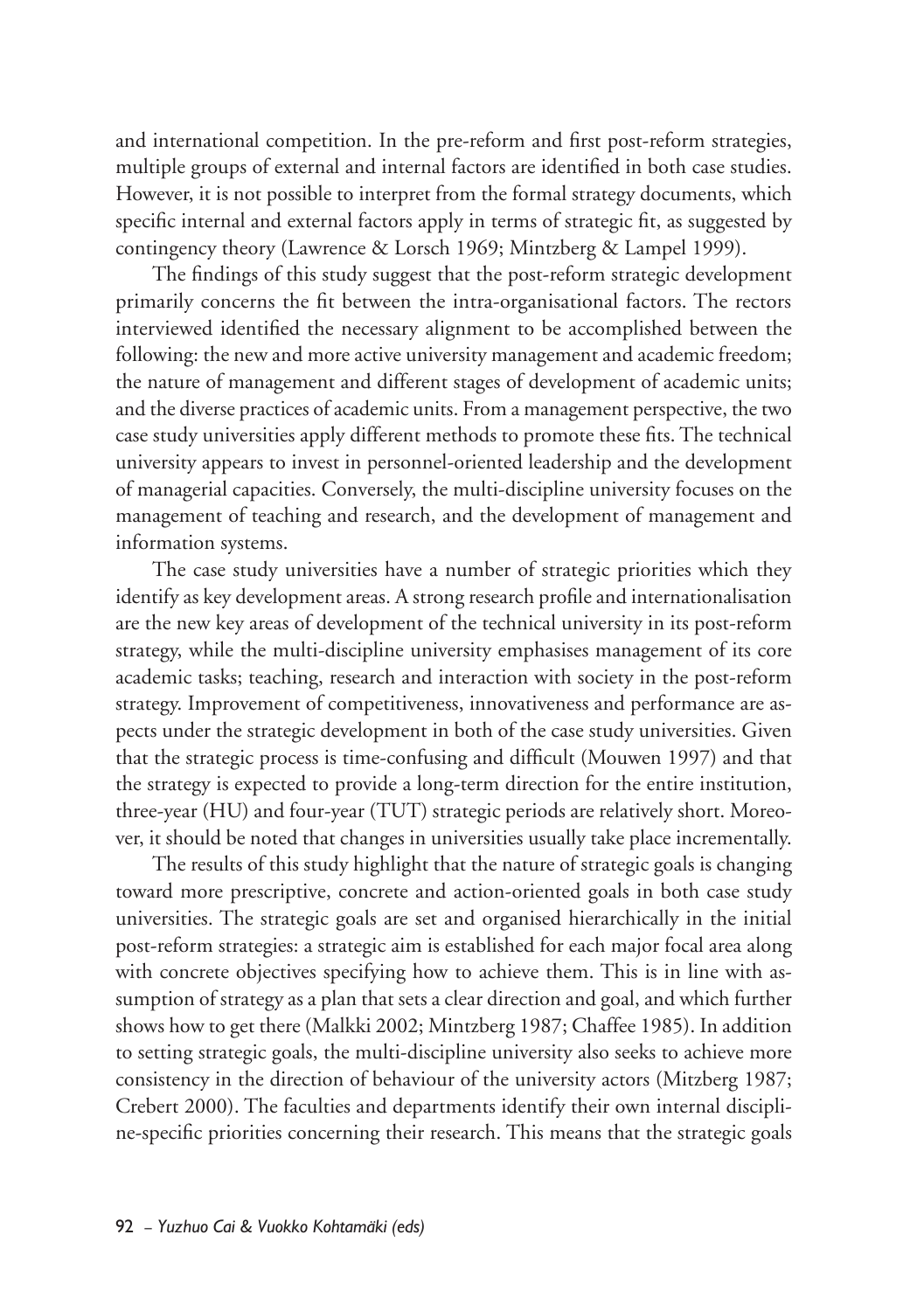and international competition. In the pre-reform and first post-reform strategies, multiple groups of external and internal factors are identified in both case studies. However, it is not possible to interpret from the formal strategy documents, which specific internal and external factors apply in terms of strategic fit, as suggested by contingency theory (Lawrence & Lorsch 1969; Mintzberg & Lampel 1999).

The findings of this study suggest that the post-reform strategic development primarily concerns the fit between the intra-organisational factors. The rectors interviewed identified the necessary alignment to be accomplished between the following: the new and more active university management and academic freedom; the nature of management and different stages of development of academic units; and the diverse practices of academic units. From a management perspective, the two case study universities apply different methods to promote these fits. The technical university appears to invest in personnel-oriented leadership and the development of managerial capacities. Conversely, the multi-discipline university focuses on the management of teaching and research, and the development of management and information systems.

The case study universities have a number of strategic priorities which they identify as key development areas. A strong research profile and internationalisation are the new key areas of development of the technical university in its post-reform strategy, while the multi-discipline university emphasises management of its core academic tasks; teaching, research and interaction with society in the post-reform strategy. Improvement of competitiveness, innovativeness and performance are aspects under the strategic development in both of the case study universities. Given that the strategic process is time-confusing and difficult (Mouwen 1997) and that the strategy is expected to provide a long-term direction for the entire institution, three-year (HU) and four-year (TUT) strategic periods are relatively short. Moreover, it should be noted that changes in universities usually take place incrementally.

The results of this study highlight that the nature of strategic goals is changing toward more prescriptive, concrete and action-oriented goals in both case study universities. The strategic goals are set and organised hierarchically in the initial post-reform strategies: a strategic aim is established for each major focal area along with concrete objectives specifying how to achieve them. This is in line with assumption of strategy as a plan that sets a clear direction and goal, and which further shows how to get there (Malkki 2002; Mintzberg 1987; Chaffee 1985). In addition to setting strategic goals, the multi-discipline university also seeks to achieve more consistency in the direction of behaviour of the university actors (Mitzberg 1987; Crebert 2000). The faculties and departments identify their own internal discipline-specific priorities concerning their research. This means that the strategic goals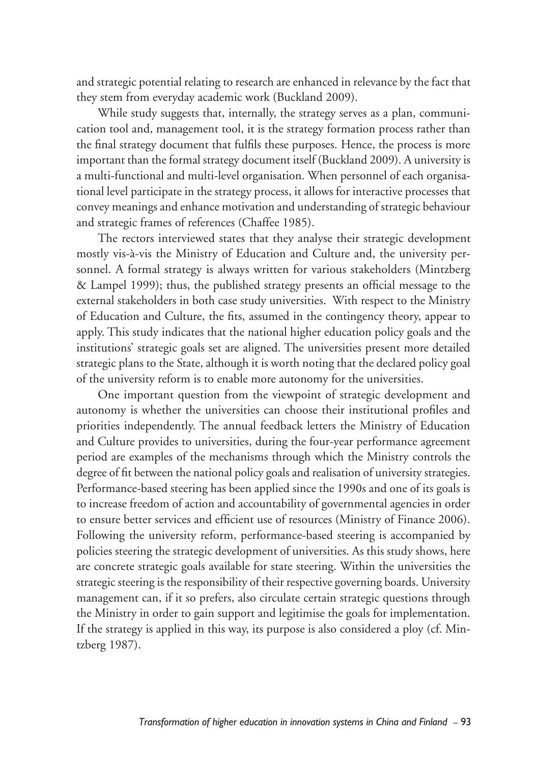and strategic potential relating to research are enhanced in relevance by the fact that they stem from everyday academic work (Buckland 2009).

While study suggests that, internally, the strategy serves as a plan, communication tool and, management tool, it is the strategy formation process rather than the final strategy document that fulfils these purposes. Hence, the process is more important than the formal strategy document itself (Buckland 2009). A university is a multi-functional and multi-level organisation. When personnel of each organisational level participate in the strategy process, it allows for interactive processes that convey meanings and enhance motivation and understanding of strategic behaviour and strategic frames of references (Chaffee 1985).

The rectors interviewed states that they analyse their strategic development mostly vis-à-vis the Ministry of Education and Culture and, the university personnel. A formal strategy is always written for various stakeholders (Mintzberg & Lampel 1999); thus, the published strategy presents an official message to the external stakeholders in both case study universities. With respect to the Ministry of Education and Culture, the fits, assumed in the contingency theory, appear to apply. This study indicates that the national higher education policy goals and the institutions' strategic goals set are aligned. The universities present more detailed strategic plans to the State, although it is worth noting that the declared policy goal of the university reform is to enable more autonomy for the universities.

One important question from the viewpoint of strategic development and autonomy is whether the universities can choose their institutional profiles and priorities independently. The annual feedback letters the Ministry of Education and Culture provides to universities, during the four-year performance agreement period are examples of the mechanisms through which the Ministry controls the degree of fit between the national policy goals and realisation of university strategies. Performance-based steering has been applied since the 1990s and one of its goals is to increase freedom of action and accountability of governmental agencies in order to ensure better services and efficient use of resources (Ministry of Finance 2006). Following the university reform, performance-based steering is accompanied by policies steering the strategic development of universities. As this study shows, here are concrete strategic goals available for state steering. Within the universities the strategic steering is the responsibility of their respective governing boards. University management can, if it so prefers, also circulate certain strategic questions through the Ministry in order to gain support and legitimise the goals for implementation. If the strategy is applied in this way, its purpose is also considered a ploy (cf. Mintzberg 1987).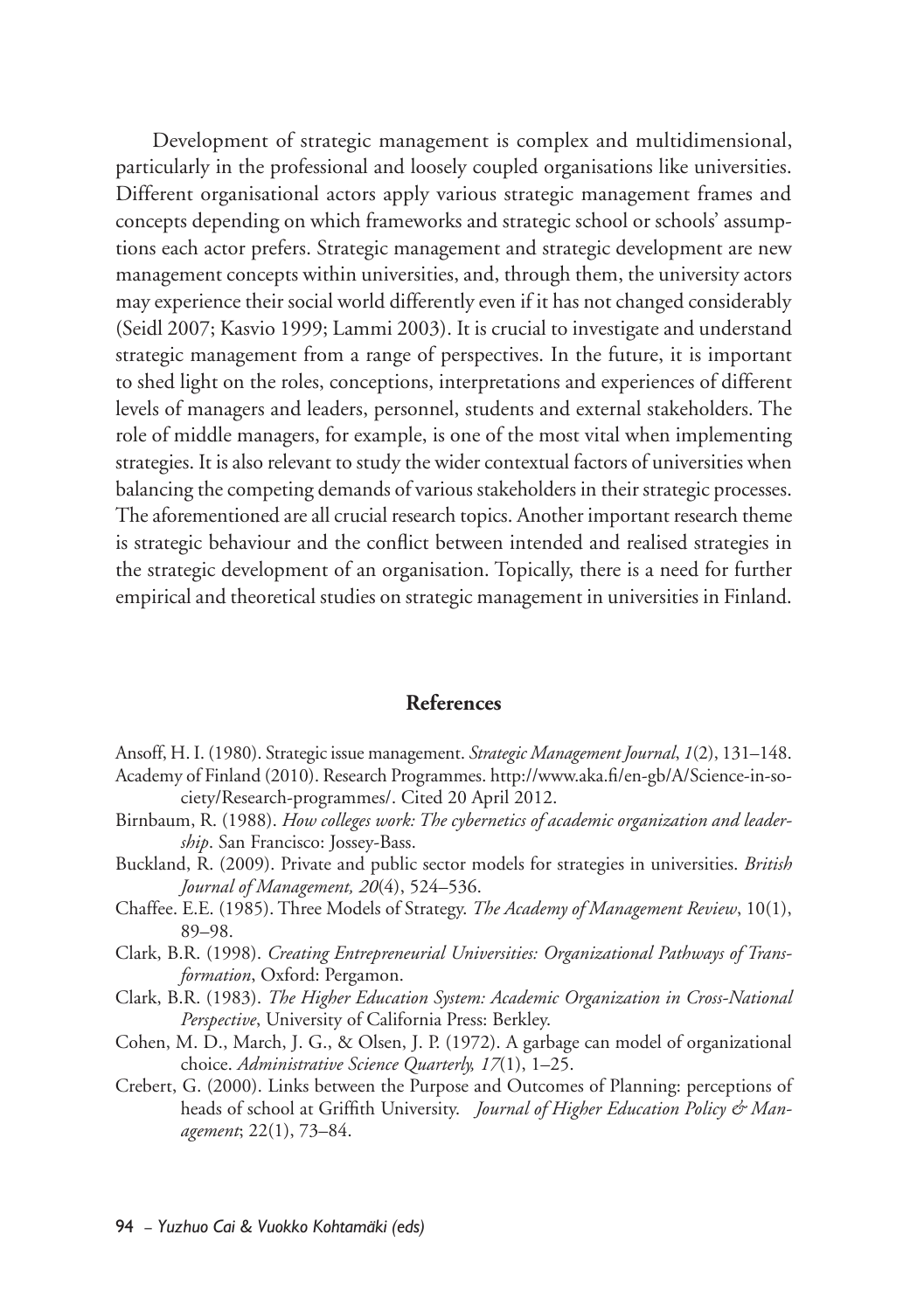Development of strategic management is complex and multidimensional, particularly in the professional and loosely coupled organisations like universities. Different organisational actors apply various strategic management frames and concepts depending on which frameworks and strategic school or schools' assumptions each actor prefers. Strategic management and strategic development are new management concepts within universities, and, through them, the university actors may experience their social world differently even if it has not changed considerably (Seidl 2007; Kasvio 1999; Lammi 2003). It is crucial to investigate and understand strategic management from a range of perspectives. In the future, it is important to shed light on the roles, conceptions, interpretations and experiences of different levels of managers and leaders, personnel, students and external stakeholders. The role of middle managers, for example, is one of the most vital when implementing strategies. It is also relevant to study the wider contextual factors of universities when balancing the competing demands of various stakeholders in their strategic processes. The aforementioned are all crucial research topics. Another important research theme is strategic behaviour and the conflict between intended and realised strategies in the strategic development of an organisation. Topically, there is a need for further empirical and theoretical studies on strategic management in universities in Finland.

## References

Ansoff, H. I. (1980). Strategic issue management. *Strategic Management Journal*, *1*(2), 131–148.

Academy of Finland (2010). Research Programmes. http://www.aka.fi/en-gb/A/Science-in-society/Research-programmes/. Cited 20 April 2012.

Birnbaum, R. (1988). *How colleges work: The cybernetics of academic organization and leadership*. San Francisco: Jossey-Bass.

Buckland, R. (2009). Private and public sector models for strategies in universities. *British Journal of Management, 20*(4), 524–536.

Chaffee. E.E. (1985). Three Models of Strategy. *The Academy of Management Review*, 10(1), 89–98.

Clark, B.R. (1998). *Creating Entrepreneurial Universities: Organizational Pathways of Transformation*, Oxford: Pergamon.

Clark, B.R. (1983). *The Higher Education System: Academic Organization in Cross-National Perspective*, University of California Press: Berkley.

Cohen, M. D., March, J. G., & Olsen, J. P. (1972). A garbage can model of organizational choice. *Administrative Science Quarterly, 17*(1), 1–25.

Crebert, G. (2000). Links between the Purpose and Outcomes of Planning: perceptions of heads of school at Griffith University. *Journal of Higher Education Policy & Management*; 22(1), 73–84.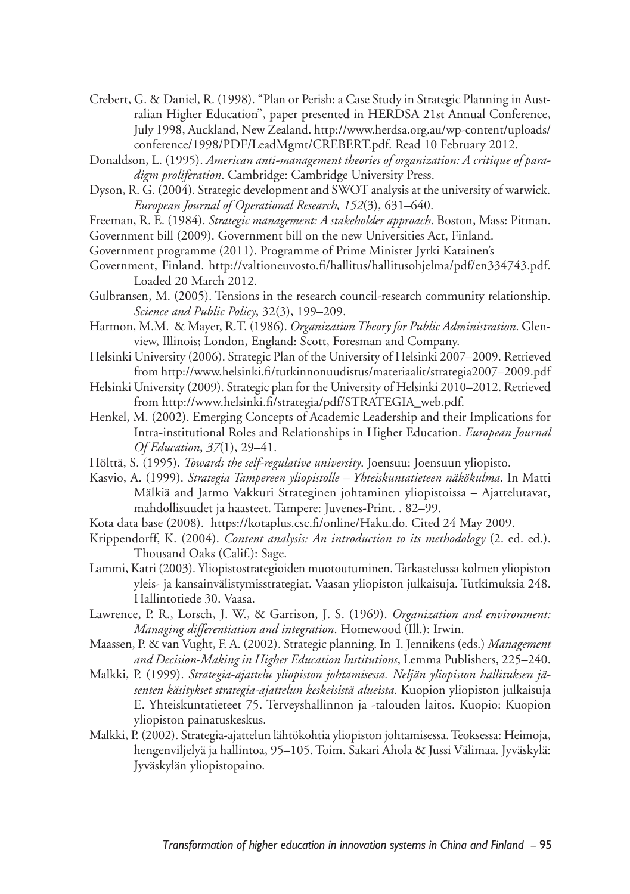Crebert, G. & Daniel, R. (1998). "Plan or Perish: a Case Study in Strategic Planning in Australian Higher Education", paper presented in HERDSA 21st Annual Conference, July 1998, Auckland, New Zealand. http://www.herdsa.org.au/wp-content/uploads/conference/1998/PDF/LeadMgmt/CREBERT.pdf. Read 10 February 2012.

Donaldson, L. (1995). *American anti-management theories of organization: A critique of paradigm proliferation*. Cambridge: Cambridge University Press.

Dyson, R. G. (2004). Strategic development and SWOT analysis at the university of warwick. *European Journal of Operational Research, 152*(3), 631–640.

Freeman, R. E. (1984). *Strategic management: A stakeholder approach*. Boston, Mass: Pitman.

Government bill (2009). Government bill on the new Universities Act, Finland.

Government programme (2011). Programme of Prime Minister Jyrki Katainen's

Government, Finland. http://valtioneuvosto.fi/hallitus/hallitusohjelma/pdf/en334743.pdf. Loaded 20 March 2012.

Gulbransen, M. (2005). Tensions in the research council-research community relationship. *Science and Public Policy*, 32(3), 199–209.

Harmon, M.M. & Mayer, R.T. (1986). *Organization Theory for Public Administration*. Glenview, Illinois; London, England: Scott, Foresman and Company.

Helsinki University (2006). Strategic Plan of the University of Helsinki 2007–2009. Retrieved from http://www.helsinki.fi/tutkinnonuudistus/materiaalit/strategia2007–2009.pdf

Helsinki University (2009). Strategic plan for the University of Helsinki 2010–2012. Retrieved from http://www.helsinki.fi/strategia/pdf/STRATEGIA_web.pdf.

Henkel, M. (2002). Emerging Concepts of Academic Leadership and their Implications for Intra-institutional Roles and Relationships in Higher Education. *European Journal Of Education*, *37*(1), 29–41.

Hölttä, S. (1995). *Towards the self-regulative university*. Joensuu: Joensuun yliopisto.

Kasvio, A. (1999). *Strategia Tampereen yliopistolle – Yhteiskuntatieteen näkökulma*. In Matti Mälkiä and Jarmo Vakkuri Strateginen johtaminen yliopistoissa – Ajattelutavat, mahdollisuudet ja haasteet. Tampere: Juvenes-Print. . 82–99.

Kota data base (2008). https://kotaplus.csc.fi/online/Haku.do. Cited 24 May 2009.

Krippendorff, K. (2004). *Content analysis: An introduction to its methodology* (2. ed. ed.). Thousand Oaks (Calif.): Sage.

Lammi, Katri (2003). Yliopistostrategioiden muotoutuminen. Tarkastelussa kolmen yliopiston yleis- ja kansainvälistymisstrategiat. Vaasan yliopiston julkaisuja. Tutkimuksia 248. Hallintotiede 30. Vaasa.

Lawrence, P. R., Lorsch, J. W., & Garrison, J. S. (1969). *Organization and environment: Managing differentiation and integration*. Homewood (Ill.): Irwin.

Maassen, P. & van Vught, F. A. (2002). Strategic planning. In I. Jennikens (eds.) *Management and Decision-Making in Higher Education Institutions*, Lemma Publishers, 225–240.

Malkki, P. (1999). *Strategia-ajattelu yliopiston johtamisessa. Neljän yliopiston hallituksen jäsenten käsitykset strategia-ajattelun keskeisistä alueista*. Kuopion yliopiston julkaisuja E. Yhteiskuntatieteet 75. Terveyshallinnon ja -talouden laitos. Kuopio: Kuopion yliopiston painatuskeskus.

Malkki, P. (2002). Strategia-ajattelun lähtökohtia yliopiston johtamisessa. Teoksessa: Heimoja, hengenviljelyä ja hallintoa, 95–105. Toim. Sakari Ahola & Jussi Välimaa. Jyväskylä: Jyväskylän yliopistopaino.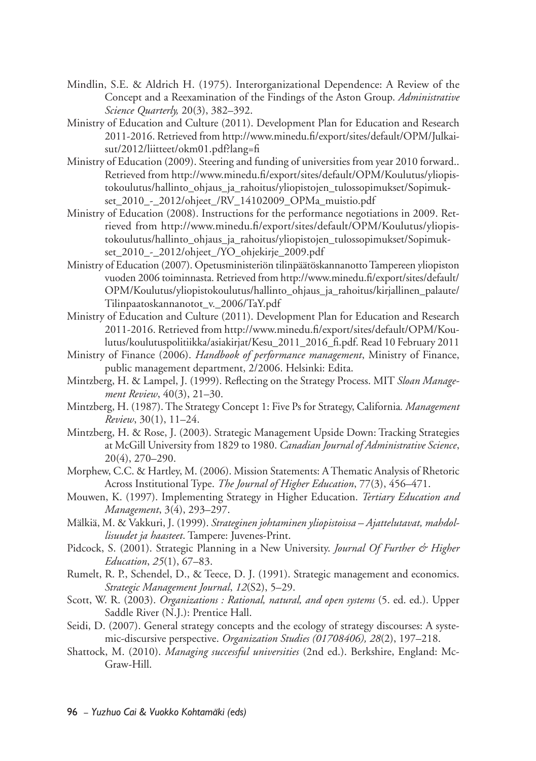Mindlin, S.E. & Aldrich H. (1975). Interorganizational Dependence: A Review of the Concept and a Reexamination of the Findings of the Aston Group. *Administrative Science Quarterly,* 20(3), 382–392.

Ministry of Education and Culture (2011). Development Plan for Education and Research 2011-2016. Retrieved from http://www.minedu.fi/export/sites/default/OPM/Julkaisut/2012/liitteet/okm01.pdf?lang=fi

Ministry of Education (2009). Steering and funding of universities from year 2010 forward.. Retrieved from http://www.minedu.fi/export/sites/default/OPM/Koulutus/yliopistokoulutus/hallinto_ohjaus_ja_rahoitus/yliopistojen_tulossopimukset/Sopimukset_2010_-_2012/ohjeet_/RV_14102009_OPMa_muistio.pdf

Ministry of Education (2008). Instructions for the performance negotiations in 2009. Retrieved from http://www.minedu.fi/export/sites/default/OPM/Koulutus/yliopistokoulutus/hallinto_ohjaus_ja_rahoitus/yliopistojen_tulossopimukset/Sopimukset_2010_-_2012/ohjeet_/YO_ohjekirje_2009.pdf

Ministry of Education (2007). Opetusministeriön tilinpäätöskannanotto Tampereen yliopiston vuoden 2006 toiminnasta. Retrieved from http://www.minedu.fi/export/sites/default/OPM/Koulutus/yliopistokoulutus/hallinto_ohjaus_ja_rahoitus/kirjallinen_palaute/Tilinpaatoskannanotot_v._2006/TaY.pdf

Ministry of Education and Culture (2011). Development Plan for Education and Research 2011-2016. Retrieved from http://www.minedu.fi/export/sites/default/OPM/Koulutus/koulutuspolitiikka/asiakirjat/Kesu_2011_2016_fi.pdf. Read 10 February 2011

Ministry of Finance (2006). *Handbook of performance management*, Ministry of Finance, public management department, 2/2006. Helsinki: Edita.

Mintzberg, H. & Lampel, J. (1999). Reflecting on the Strategy Process. MIT *Sloan Management Review*, 40(3), 21–30.

Mintzberg, H. (1987). The Strategy Concept 1: Five Ps for Strategy, California*. Management Review*, 30(1), 11–24.

Mintzberg, H. & Rose, J. (2003). Strategic Management Upside Down: Tracking Strategies at McGill University from 1829 to 1980. *Canadian Journal of Administrative Science*, 20(4), 270–290.

Morphew, C.C. & Hartley, M. (2006). Mission Statements: A Thematic Analysis of Rhetoric Across Institutional Type. *The Journal of Higher Education*, 77(3), 456–471.

Mouwen, K. (1997). Implementing Strategy in Higher Education. *Tertiary Education and Management*, 3(4), 293–297.

Mälkiä, M. & Vakkuri, J. (1999). *Strateginen johtaminen yliopistoissa – Ajattelutavat, mahdollisuudet ja haasteet*. Tampere: Juvenes-Print.

Pidcock, S. (2001). Strategic Planning in a New University. *Journal Of Further & Higher Education*, *25*(1), 67–83.

Rumelt, R. P., Schendel, D., & Teece, D. J. (1991). Strategic management and economics. *Strategic Management Journal*, *12*(S2), 5–29.

Scott, W. R. (2003). *Organizations : Rational, natural, and open systems* (5. ed. ed.). Upper Saddle River (N.J.): Prentice Hall.

Seidi, D. (2007). General strategy concepts and the ecology of strategy discourses: A systemic-discursive perspective. *Organization Studies (01708406), 28*(2), 197–218.

Shattock, M. (2010). *Managing successful universities* (2nd ed.). Berkshire, England: McGraw-Hill.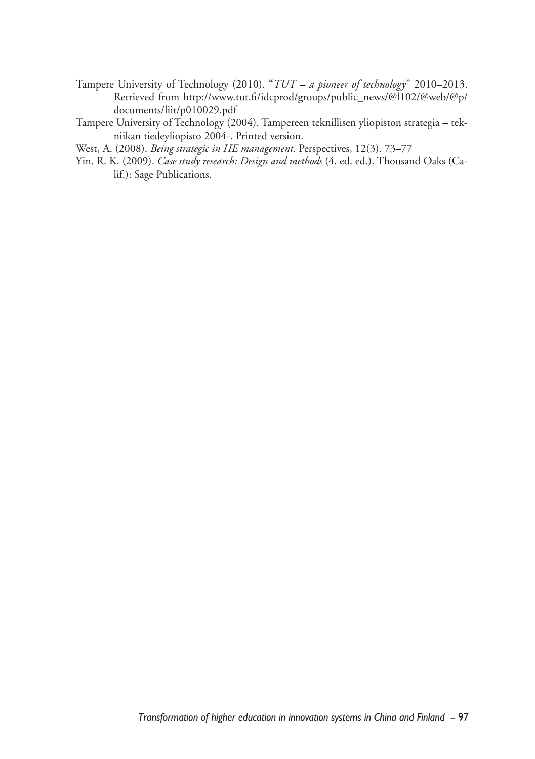Tampere University of Technology (2010). "*TUT – a pioneer of technology*" 2010–2013. Retrieved from http://www.tut.fi/idcprod/groups/public_news/@l102/@web/@p/documents/liit/p010029.pdf

Tampere University of Technology (2004). Tampereen teknillisen yliopiston strategia – tekniikan tiedeyliopisto 2004-. Printed version.

West, A. (2008). *Being strategic in HE management*. Perspectives, 12(3). 73–77

Yin, R. K. (2009). *Case study research: Design and methods* (4. ed. ed.). Thousand Oaks (Calif.): Sage Publications.